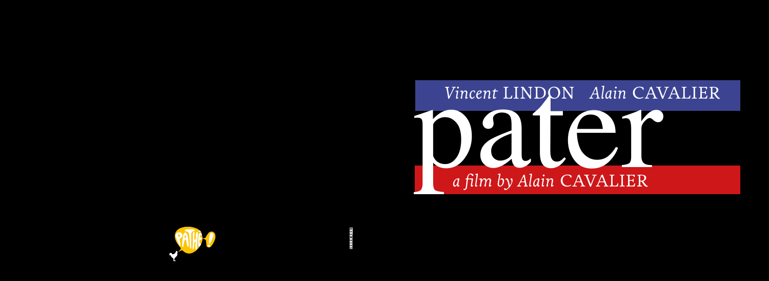*Vincent* LINDON *Alain* CAVALIER

# pater

*a film by Alain* CAVALIER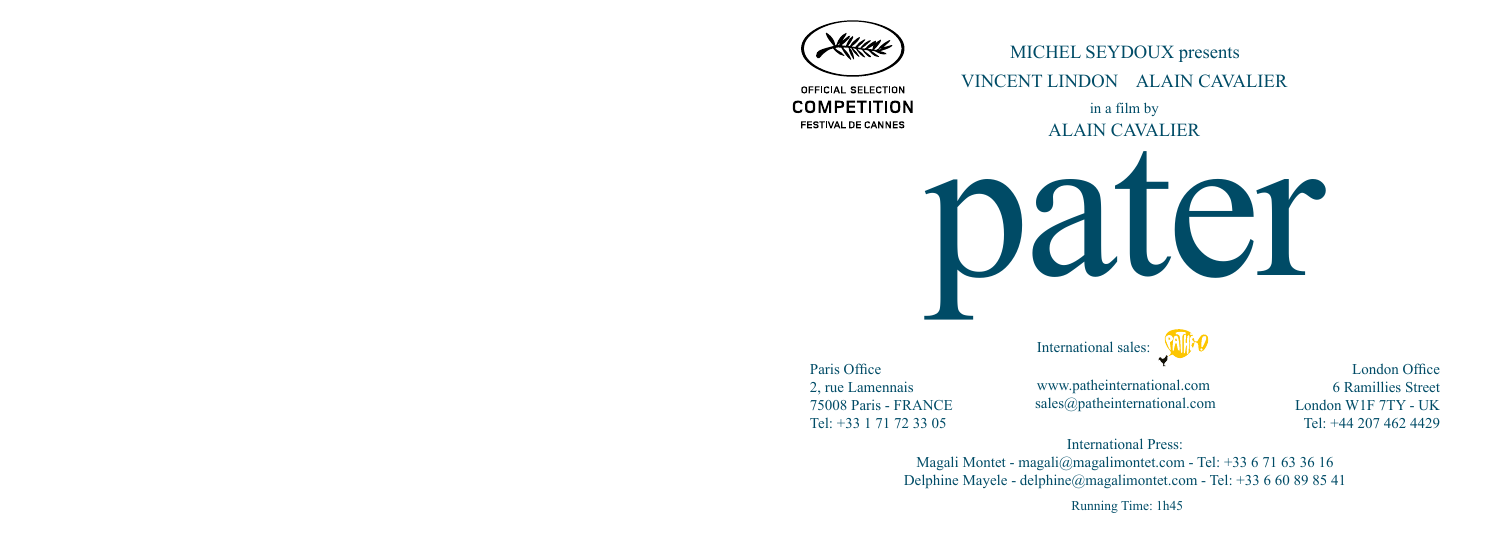OFFICIAL SELECTION
COMPETITION
FESTIVAL DE CANNES

MICHEL SEYDOUX presents

VINCENT LINDON ALAIN CAVALIER

in a film by

ALAIN CAVALIER

# pater

International sales:

Paris Office
2, rue Lamennais
75008 Paris - FRANCE
Tel: +33 1 71 72 33 05

www.patheinternational.com
sales@patheinternational.com

London Office
6 Ramillies Street
London W1F 7TY - UK
Tel: +44 207 462 4429

International Press:
Magali Montet - magali@magalimontet.com - Tel: +33 6 71 63 36 16
Delphine Mayele - delphine@magalimontet.com - Tel: +33 6 60 89 85 41

Running Time: 1h45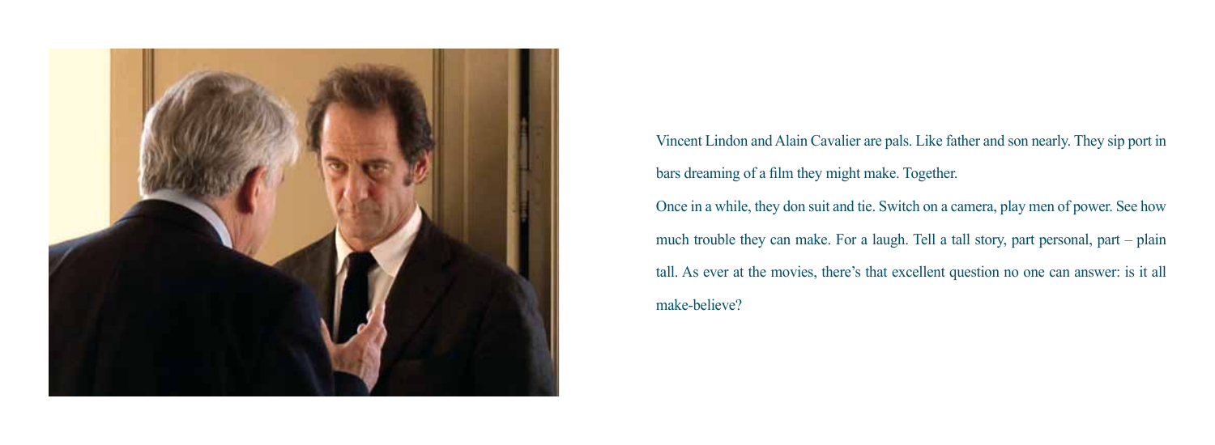Vincent Lindon and Alain Cavalier are pals. Like father and son nearly. They sip port in bars dreaming of a film they might make. Together.

Once in a while, they don suit and tie. Switch on a camera, play men of power. See how much trouble they can make. For a laugh. Tell a tall story, part personal, part – plain tall. As ever at the movies, there's that excellent question no one can answer: is it all make-believe?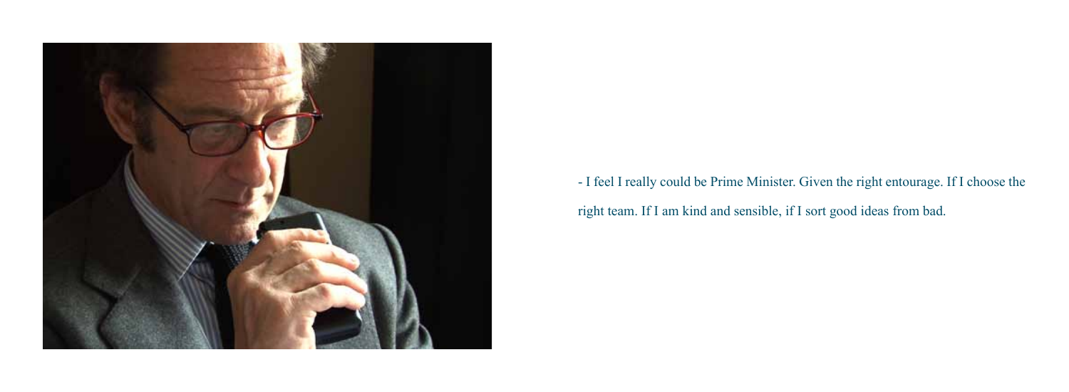- I feel I really could be Prime Minister. Given the right entourage. If I choose the right team. If I am kind and sensible, if I sort good ideas from bad.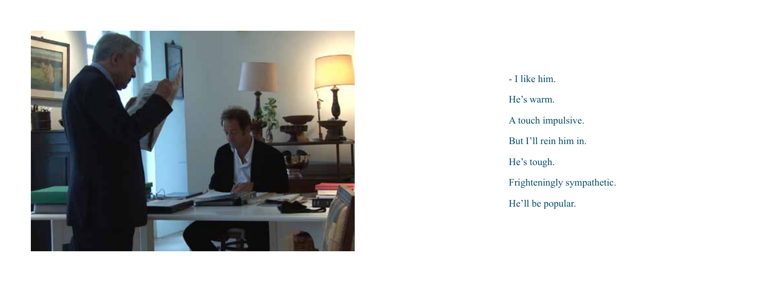- I like him.

He's warm.

A touch impulsive.

But I'll rein him in.

He's tough.

Frighteningly sympathetic.

He'll be popular.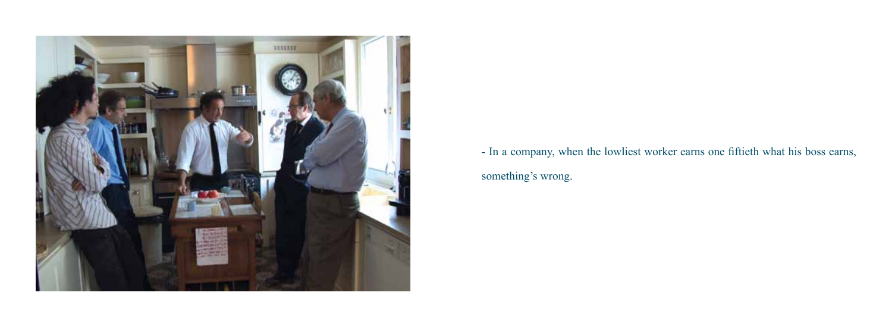- In a company, when the lowliest worker earns one fiftieth what his boss earns, something's wrong.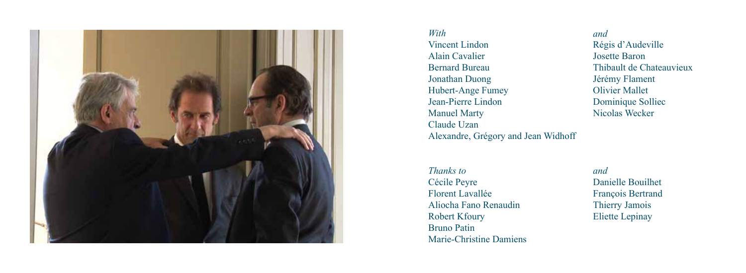*With*
Vincent Lindon
Alain Cavalier
Bernard Bureau
Jonathan Duong
Hubert-Ange Fumey
Jean-Pierre Lindon
Manuel Marty
Claude Uzan
Alexandre, Grégory and Jean Widhoff

*and*
Régis d'Audeville
Josette Baron
Thibault de Chateauvieux
Jérémy Flament
Olivier Mallet
Dominique Solliec
Nicolas Wecker

*Thanks to*
Cécile Peyre
Florent Lavallée
Aliocha Fano Renaudin
Robert Kfoury
Bruno Patin
Marie-Christine Damiens

*and*
Danielle Bouilhet
François Bertrand
Thierry Jamois
Eliette Lepinay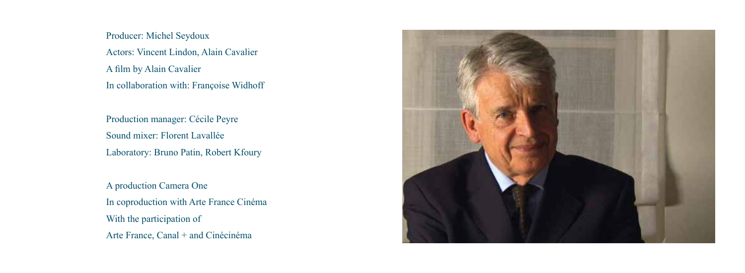Producer: Michel Seydoux
Actors: Vincent Lindon, Alain Cavalier
A film by Alain Cavalier
In collaboration with: Françoise Widhoff

Production manager: Cécile Peyre
Sound mixer: Florent Lavallée
Laboratory: Bruno Patin, Robert Kfoury

A production Camera One
In coproduction with Arte France Cinéma
With the participation of
Arte France, Canal + and Cinécinéma